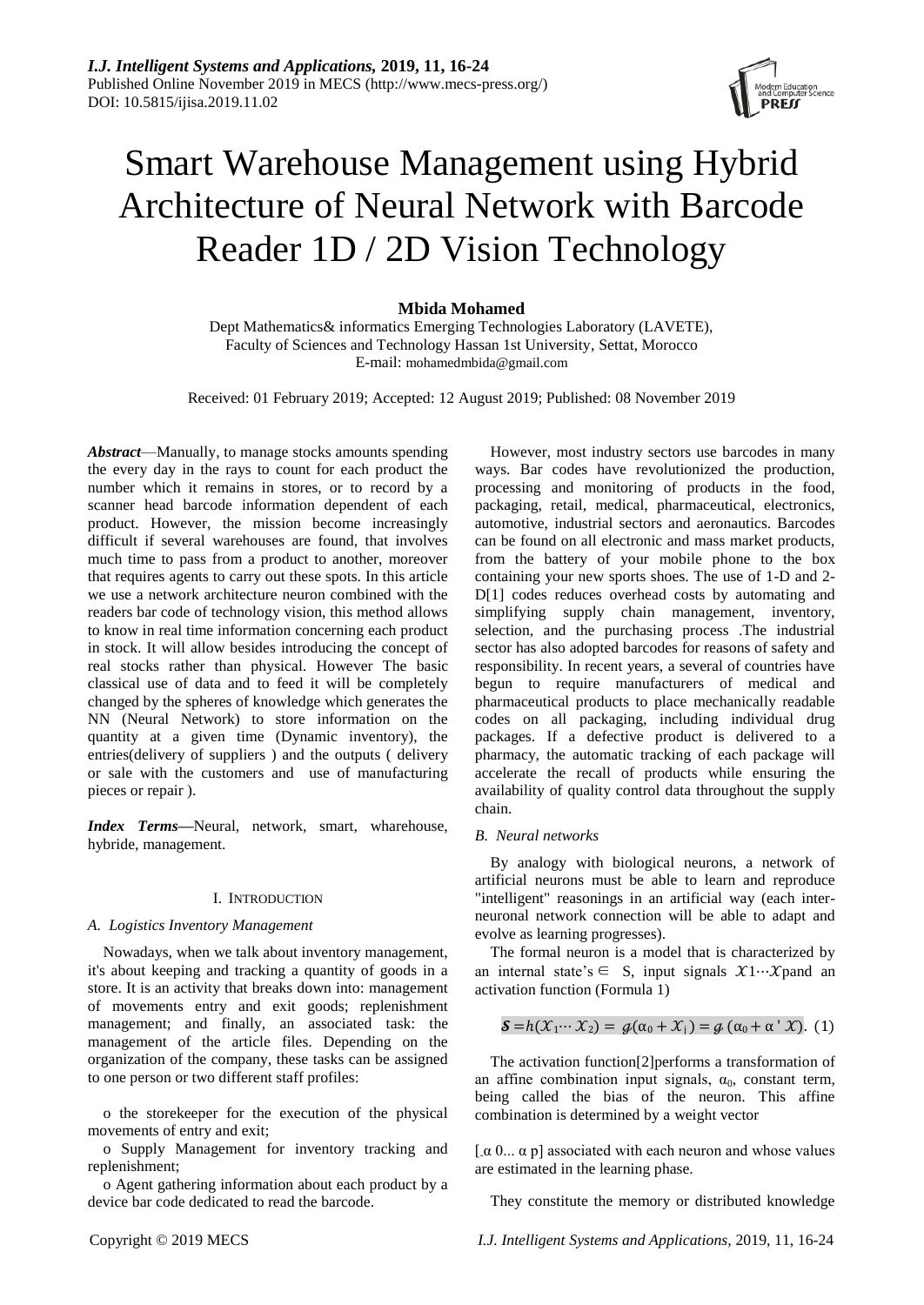# Smart Warehouse Management using Hybrid Architecture of Neural Network with Barcode Reader 1D / 2D Vision Technology

**Mbida Mohamed**

Dept Mathematics& informatics Emerging Technologies Laboratory (LAVETE), Faculty of Sciences and Technology Hassan 1st University, Settat, Morocco
E-mail: mohamedmbida@gmail.com

Received: 01 February 2019; Accepted: 12 August 2019; Published: 08 November 2019

***Abstract***—Manually, to manage stocks amounts spending the every day in the rays to count for each product the number which it remains in stores, or to record by a scanner head barcode information dependent of each product. However, the mission become increasingly difficult if several warehouses are found, that involves much time to pass from a product to another, moreover that requires agents to carry out these spots. In this article we use a network architecture neuron combined with the readers bar code of technology vision, this method allows to know in real time information concerning each product in stock. It will allow besides introducing the concept of real stocks rather than physical. However The basic classical use of data and to feed it will be completely changed by the spheres of knowledge which generates the NN (Neural Network) to store information on the quantity at a given time (Dynamic inventory), the entries(delivery of suppliers ) and the outputs ( delivery or sale with the customers and use of manufacturing pieces or repair ).

***Index Terms***—Neural, network, smart, wharehouse, hybride, management.

## I. Introduction

### *A. Logistics Inventory Management*

Nowadays, when we talk about inventory management, it's about keeping and tracking a quantity of goods in a store. It is an activity that breaks down into: management of movements entry and exit goods; replenishment management; and finally, an associated task: the management of the article files. Depending on the organization of the company, these tasks can be assigned to one person or two different staff profiles:

o the storekeeper for the execution of the physical movements of entry and exit;

o Supply Management for inventory tracking and replenishment;

o Agent gathering information about each product by a device bar code dedicated to read the barcode.

However, most industry sectors use barcodes in many ways. Bar codes have revolutionized the production, processing and monitoring of products in the food, packaging, retail, medical, pharmaceutical, electronics, automotive, industrial sectors and aeronautics. Barcodes can be found on all electronic and mass market products, from the battery of your mobile phone to the box containing your new sports shoes. The use of 1-D and 2-D[1] codes reduces overhead costs by automating and simplifying supply chain management, inventory, selection, and the purchasing process .The industrial sector has also adopted barcodes for reasons of safety and responsibility. In recent years, a several of countries have begun to require manufacturers of medical and pharmaceutical products to place mechanically readable codes on all packaging, including individual drug packages. If a defective product is delivered to a pharmacy, the automatic tracking of each package will accelerate the recall of products while ensuring the availability of quality control data throughout the supply chain.

### *B. Neural networks*

By analogy with biological neurons, a network of artificial neurons must be able to learn and reproduce "intelligent" reasonings in an artificial way (each inter-neuronal network connection will be able to adapt and evolve as learning progresses).

The formal neuron is a model that is characterized by an internal state's $\in$ S, input signals $\mathcal{X}1 \cdots \mathcal{X}p$and an activation function (Formula 1)

$$\mathcal{S} = h(\mathcal{X}_1 \cdots \mathcal{X}_2) = g(\alpha_0 + \mathcal{X}_i) = g(\alpha_0 + \alpha' \mathcal{X}). \quad (1)$$

The activation function[2]performs a transformation of an affine combination input signals, $\alpha_0$, constant term, being called the bias of the neuron. This affine combination is determined by a weight vector

[ $\alpha$ 0... $\alpha$ p] associated with each neuron and whose values are estimated in the learning phase.

They constitute the memory or distributed knowledge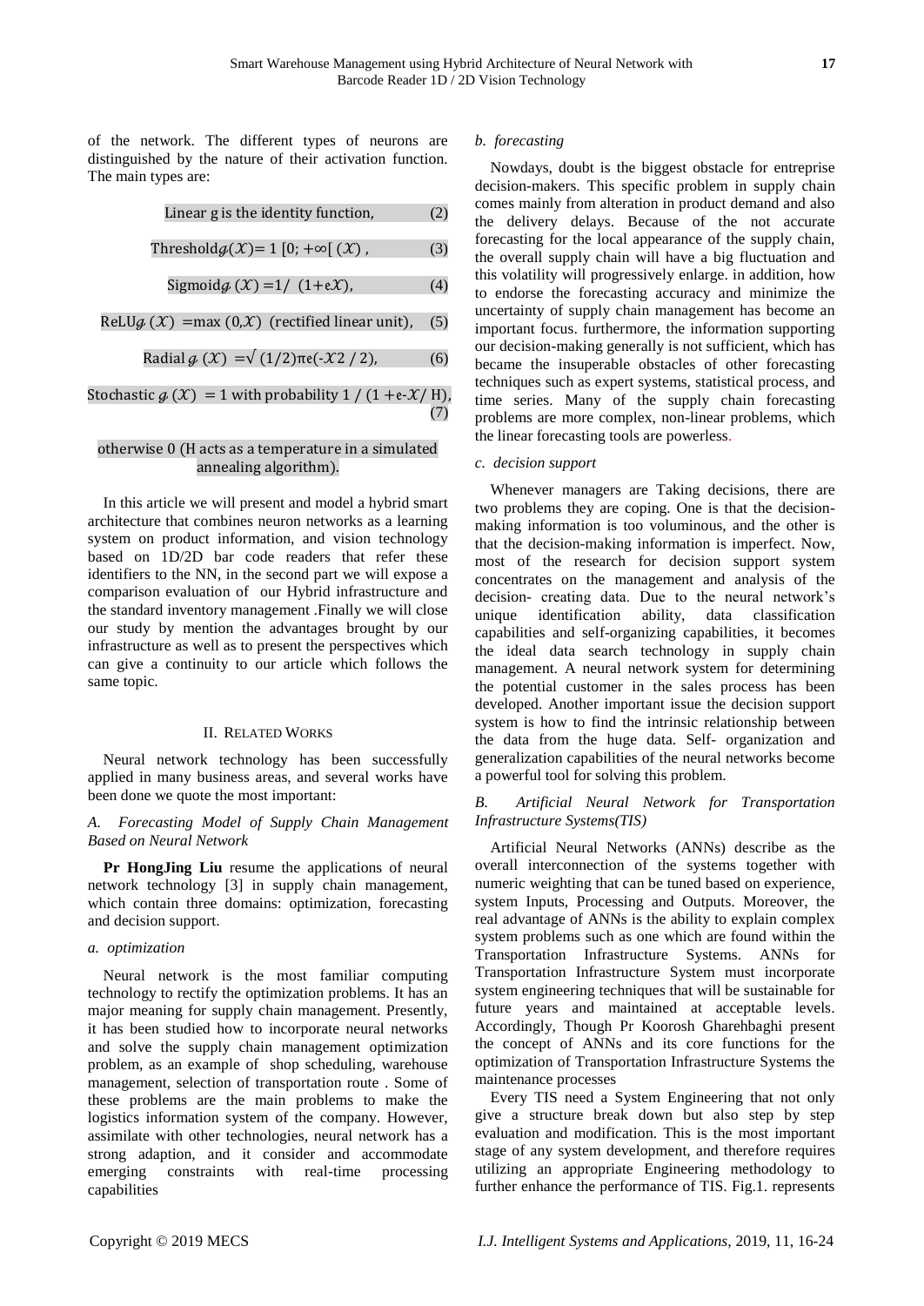of the network. The different types of neurons are distinguished by the nature of their activation function. The main types are:

$$\text{Linear } g \text{ is the identity function,} \tag{2}$$

$$\text{Threshold } g(\mathcal{X}) = 1\ [0; +\infty[\ (\mathcal{X}), \tag{3}$$

$$\text{Sigmoid } g(\mathcal{X}) = 1/\ (1 + e\mathcal{X}), \tag{4}$$

$$\text{ReLU } g(\mathcal{X}) = \max(0, \mathcal{X}) \text{ (rectified linear unit),} \tag{5}$$

$$\text{Radial } g(\mathcal{X}) = \sqrt{(1/2)\pi} e(-\mathcal{X}2 / 2), \tag{6}$$

$$\text{Stochastic } g(\mathcal{X}) = 1 \text{ with probability } 1 / (1 + e\text{-}\mathcal{X}/ \text{H}), \tag{7}$$

otherwise 0 (H acts as a temperature in a simulated annealing algorithm).

In this article we will present and model a hybrid smart architecture that combines neuron networks as a learning system on product information, and vision technology based on 1D/2D bar code readers that refer these identifiers to the NN, in the second part we will expose a comparison evaluation of our Hybrid infrastructure and the standard inventory management .Finally we will close our study by mention the advantages brought by our infrastructure as well as to present the perspectives which can give a continuity to our article which follows the same topic.

## II. Related Works

Neural network technology has been successfully applied in many business areas, and several works have been done we quote the most important:

### *A. Forecasting Model of Supply Chain Management Based on Neural Network*

**Pr HongJing Liu** resume the applications of neural network technology [3] in supply chain management, which contain three domains: optimization, forecasting and decision support.

#### *a. optimization*

Neural network is the most familiar computing technology to rectify the optimization problems. It has an major meaning for supply chain management. Presently, it has been studied how to incorporate neural networks and solve the supply chain management optimization problem, as an example of shop scheduling, warehouse management, selection of transportation route . Some of these problems are the main problems to make the logistics information system of the company. However, assimilate with other technologies, neural network has a strong adaption, and it consider and accommodate emerging constraints with real-time processing capabilities

#### *b. forecasting*

Nowdays, doubt is the biggest obstacle for entreprise decision-makers. This specific problem in supply chain comes mainly from alteration in product demand and also the delivery delays. Because of the not accurate forecasting for the local appearance of the supply chain, the overall supply chain will have a big fluctuation and this volatility will progressively enlarge. in addition, how to endorse the forecasting accuracy and minimize the uncertainty of supply chain management has become an important focus. furthermore, the information supporting our decision-making generally is not sufficient, which has became the insuperable obstacles of other forecasting techniques such as expert systems, statistical process, and time series. Many of the supply chain forecasting problems are more complex, non-linear problems, which the linear forecasting tools are powerless.

#### *c. decision support*

Whenever managers are Taking decisions, there are two problems they are coping. One is that the decision-making information is too voluminous, and the other is that the decision-making information is imperfect. Now, most of the research for decision support system concentrates on the management and analysis of the decision- creating data. Due to the neural network's unique identification ability, data classification capabilities and self-organizing capabilities, it becomes the ideal data search technology in supply chain management. A neural network system for determining the potential customer in the sales process has been developed. Another important issue the decision support system is how to find the intrinsic relationship between the data from the huge data. Self- organization and generalization capabilities of the neural networks become a powerful tool for solving this problem.

### *B. Artificial Neural Network for Transportation Infrastructure Systems(TIS)*

Artificial Neural Networks (ANNs) describe as the overall interconnection of the systems together with numeric weighting that can be tuned based on experience, system Inputs, Processing and Outputs. Moreover, the real advantage of ANNs is the ability to explain complex system problems such as one which are found within the Transportation Infrastructure Systems. ANNs for Transportation Infrastructure System must incorporate system engineering techniques that will be sustainable for future years and maintained at acceptable levels. Accordingly, Though Pr Koorosh Gharehbaghi present the concept of ANNs and its core functions for the optimization of Transportation Infrastructure Systems the maintenance processes

Every TIS need a System Engineering that not only give a structure break down but also step by step evaluation and modification. This is the most important stage of any system development, and therefore requires utilizing an appropriate Engineering methodology to further enhance the performance of TIS. Fig.1. represents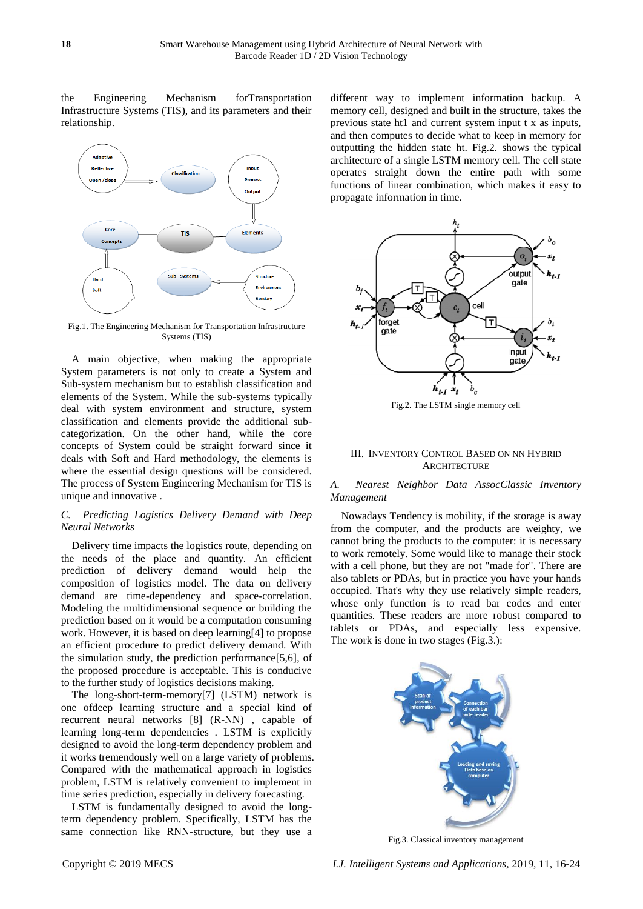the Engineering Mechanism forTransportation Infrastructure Systems (TIS), and its parameters and their relationship.

Fig.1. The Engineering Mechanism for Transportation Infrastructure Systems (TIS)

A main objective, when making the appropriate System parameters is not only to create a System and Sub-system mechanism but to establish classification and elements of the System. While the sub-systems typically deal with system environment and structure, system classification and elements provide the additional sub-categorization. On the other hand, while the core concepts of System could be straight forward since it deals with Soft and Hard methodology, the elements is where the essential design questions will be considered. The process of System Engineering Mechanism for TIS is unique and innovative .

### *C. Predicting Logistics Delivery Demand with Deep Neural Networks*

Delivery time impacts the logistics route, depending on the needs of the place and quantity. An efficient prediction of delivery demand would help the composition of logistics model. The data on delivery demand are time-dependency and space-correlation. Modeling the multidimensional sequence or building the prediction based on it would be a computation consuming work. However, it is based on deep learning[4] to propose an efficient procedure to predict delivery demand. With the simulation study, the prediction performance[5,6], of the proposed procedure is acceptable. This is conducive to the further study of logistics decisions making.

The long-short-term-memory[7] (LSTM) network is one ofdeep learning structure and a special kind of recurrent neural networks [8] (R-NN) , capable of learning long-term dependencies . LSTM is explicitly designed to avoid the long-term dependency problem and it works tremendously well on a large variety of problems. Compared with the mathematical approach in logistics problem, LSTM is relatively convenient to implement in time series prediction, especially in delivery forecasting.

LSTM is fundamentally designed to avoid the long-term dependency problem. Specifically, LSTM has the same connection like RNN-structure, but they use a different way to implement information backup. A memory cell, designed and built in the structure, takes the previous state ht1 and current system input t x as inputs, and then computes to decide what to keep in memory for outputting the hidden state ht. Fig.2. shows the typical architecture of a single LSTM memory cell. The cell state operates straight down the entire path with some functions of linear combination, which makes it easy to propagate information in time.

Fig.2. The LSTM single memory cell

## III. Inventory Control Based on NN Hybrid Architecture

### *A. Nearest Neighbor Data AssocClassic Inventory Management*

Nowadays Tendency is mobility, if the storage is away from the computer, and the products are weighty, we cannot bring the products to the computer: it is necessary to work remotely. Some would like to manage their stock with a cell phone, but they are not "made for". There are also tablets or PDAs, but in practice you have your hands occupied. That's why they use relatively simple readers, whose only function is to read bar codes and enter quantities. These readers are more robust compared to tablets or PDAs, and especially less expensive. The work is done in two stages (Fig.3.):

Fig.3. Classical inventory management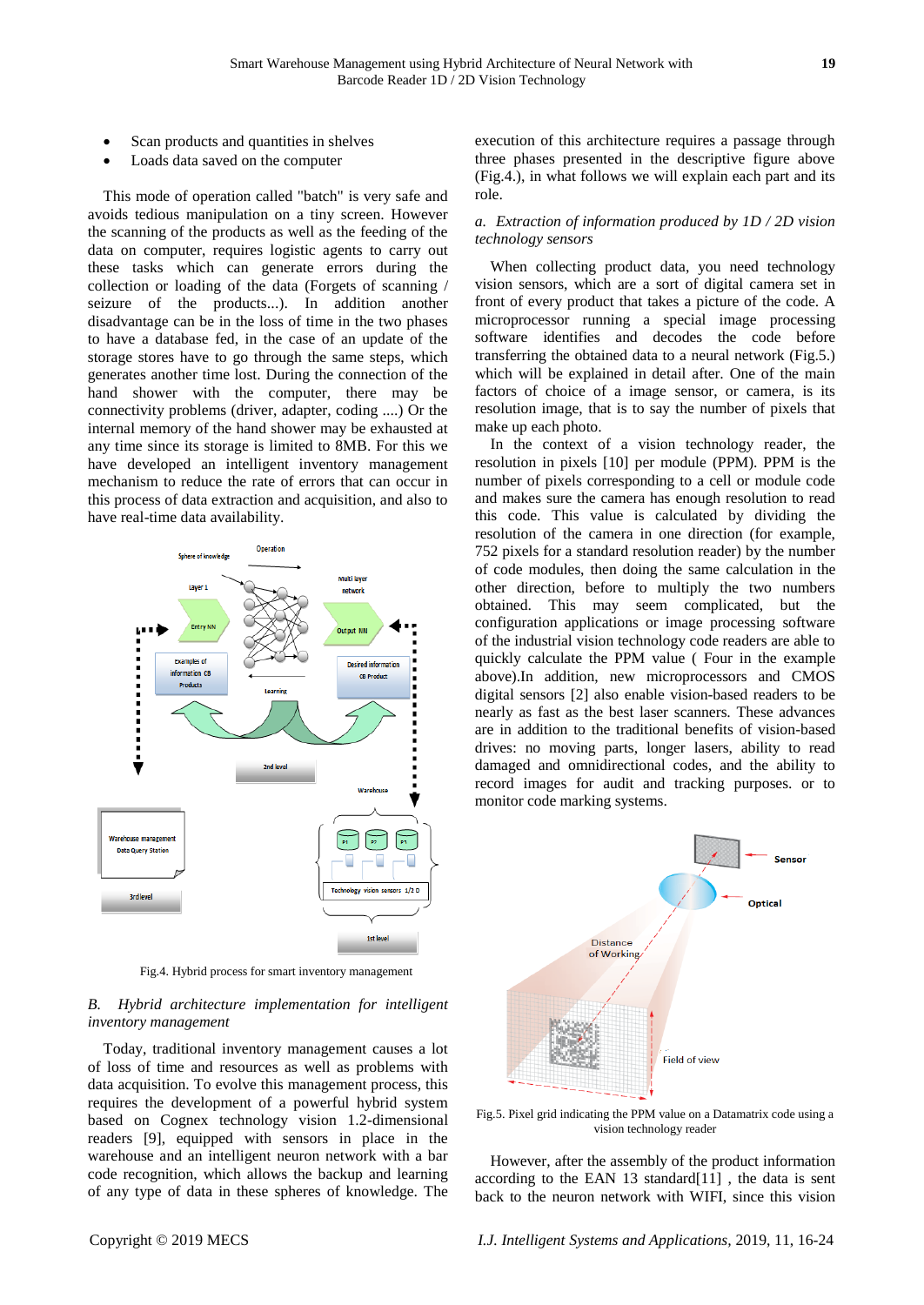- Scan products and quantities in shelves
- Loads data saved on the computer

This mode of operation called "batch" is very safe and avoids tedious manipulation on a tiny screen. However the scanning of the products as well as the feeding of the data on computer, requires logistic agents to carry out these tasks which can generate errors during the collection or loading of the data (Forgets of scanning / seizure of the products...). In addition another disadvantage can be in the loss of time in the two phases to have a database fed, in the case of an update of the storage stores have to go through the same steps, which generates another time lost. During the connection of the hand shower with the computer, there may be connectivity problems (driver, adapter, coding ....) Or the internal memory of the hand shower may be exhausted at any time since its storage is limited to 8MB. For this we have developed an intelligent inventory management mechanism to reduce the rate of errors that can occur in this process of data extraction and acquisition, and also to have real-time data availability.

Fig.4. Hybrid process for smart inventory management

*B. Hybrid architecture implementation for intelligent inventory management*

Today, traditional inventory management causes a lot of loss of time and resources as well as problems with data acquisition. To evolve this management process, this requires the development of a powerful hybrid system based on Cognex technology vision 1.2-dimensional readers [9], equipped with sensors in place in the warehouse and an intelligent neuron network with a bar code recognition, which allows the backup and learning of any type of data in these spheres of knowledge. The execution of this architecture requires a passage through three phases presented in the descriptive figure above (Fig.4.), in what follows we will explain each part and its role.

*a. Extraction of information produced by 1D / 2D vision technology sensors*

When collecting product data, you need technology vision sensors, which are a sort of digital camera set in front of every product that takes a picture of the code. A microprocessor running a special image processing software identifies and decodes the code before transferring the obtained data to a neural network (Fig.5.) which will be explained in detail after. One of the main factors of choice of a image sensor, or camera, is its resolution image, that is to say the number of pixels that make up each photo.

In the context of a vision technology reader, the resolution in pixels [10] per module (PPM). PPM is the number of pixels corresponding to a cell or module code and makes sure the camera has enough resolution to read this code. This is calculated by dividing the resolution of the camera in one direction (for example, 752 pixels for a standard resolution reader) by the number of code modules, then doing the same calculation in the other direction, before to multiply the two numbers obtained. This may seem complicated, but the configuration applications or image processing software of the industrial vision technology code readers are able to quickly calculate the PPM value ( Four in the example above).In addition, new microprocessors and CMOS digital sensors [2] also enable vision-based readers to be nearly as fast as the best laser scanners. These advances are in addition to the traditional benefits of vision-based drives: no moving parts, longer lasers, ability to read damaged and omnidirectional codes, and the ability to record images for audit and tracking purposes. or to monitor code marking systems.

Fig.5. Pixel grid indicating the PPM value on a Datamatrix code using a vision technology reader

However, after the assembly of the product information according to the EAN 13 standard[11] , the data is sent back to the neuron network with WIFI, since this vision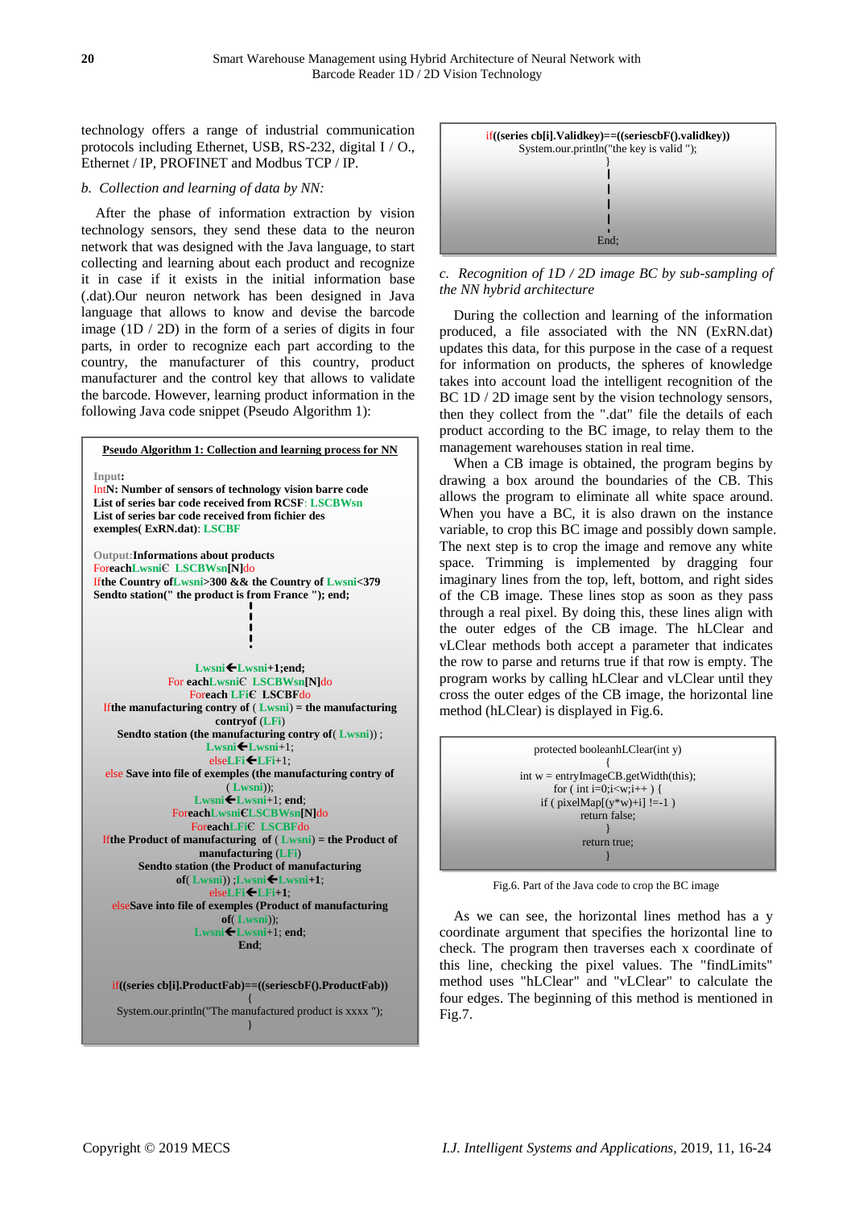technology offers a range of industrial communication protocols including Ethernet, USB, RS-232, digital I / O., Ethernet / IP, PROFINET and Modbus TCP / IP.

*b. Collection and learning of data by NN:*

After the phase of information extraction by vision technology sensors, they send these data to the neuron network that was designed with the Java language, to start collecting and learning about each product and recognize it in case if it exists in the initial information base (.dat).Our neuron network has been designed in Java language that allows to know and devise the barcode image (1D / 2D) in the form of a series of digits in four parts, in order to recognize each part according to the country, the manufacturer of this country, product manufacturer and the control key that allows to validate the barcode. However, learning product information in the following Java code snippet (Pseudo Algorithm 1):

```
Pseudo Algorithm 1: Collection and learning process for NN

Input:
IntN: Number of sensors of technology vision barre code
List of series bar code received from RCSF: LSCBWsn
List of series bar code received from fichier des
exemples( ExRN.dat): LSCBF

Output:Informations about products
ForeachLwsni€ LSCBWsn[N]do
Ifthe Country ofLwsni>300 && the Country of Lwsni<379
Sendto station(" the product is from France "); end;
        .
        .
        .
Lwsni←Lwsni+1;end;
For eachLwsni€ LSCBWsn[N]do
Foreach LFi€ LSCBFdo
Ifthe manufacturing contry of ( Lwsni) = the manufacturing
contryof (LFi)
Sendto station (the manufacturing contry of( Lwsni)) ;
Lwsni←Lwsni+1;
elseLFi←LFi+1;
else Save into file of exemples (the manufacturing contry of
( Lwsni));
Lwsni←Lwsni+1; end;
ForeachLwsni€LSCBWsn[N]do
ForeachLFi€ LSCBFdo
Ifthe Product of manufacturing of ( Lwsni) = the Product of
manufacturing (LFi)
Sendto station (the Product of manufacturing
of( Lwsni)) ;Lwsni←Lwsni+1;
elseLFi←LFi+1;
elseSave into file of exemples (Product of manufacturing
of( Lwsni));
Lwsni←Lwsni+1; end;
End;

if((series cb[i].ProductFab)==((seriescbF().ProductFab))
{
System.our.println("The manufactured product is xxxx ");
}
if((series cb[i].Validkey)==((seriescbF().validkey))
System.our.println("the key is valid ");
}
        .
        .
        .
End;
```

*c. Recognition of 1D / 2D image BC by sub-sampling of the NN hybrid architecture*

During the collection and learning of the information produced, a file associated with the NN (ExRN.dat) updates this data, for this purpose in the case of a request for information on products, the spheres of knowledge takes into account load the intelligent recognition of the BC 1D / 2D image sent by the vision technology sensors, then they collect from the ".dat" file the details of each product according to the BC image, to relay them to the management warehouses station in real time.

When a CB image is obtained, the program begins by drawing a box around the boundaries of the CB. This allows the program to eliminate all white space around. When you have a BC, it is also drawn on the instance variable, to crop this BC image and possibly down sample. The next step is to crop the image and remove any white space. Trimming is implemented by dragging four imaginary lines from the top, left, bottom, and right sides of the CB image. These lines stop as soon as they pass through a real pixel. By doing this, these lines align with the outer edges of the CB image. The hLClear and vLClear methods both accept a parameter that indicates the row to parse and returns true if that row is empty. The program works by calling hLClear and vLClear until they cross the outer edges of the CB image, the horizontal line method (hLClear) is displayed in Fig.6.

```
protected booleanhLClear(int y)
{
int w = entryImageCB.getWidth(this);
for ( int i=0;i<w;i++ ) {
if ( pixelMap[(y*w)+i] !=-1 )
return false;
}
return true;
}
```

Fig.6. Part of the Java code to crop the BC image

As we can see, the horizontal lines method has a y coordinate argument that specifies the horizontal line to check. The program then traverses each x coordinate of this line, checking the pixel values. The "findLimits" method uses "hLClear" and "vLClear" to calculate the four edges. The beginning of this method is mentioned in Fig.7.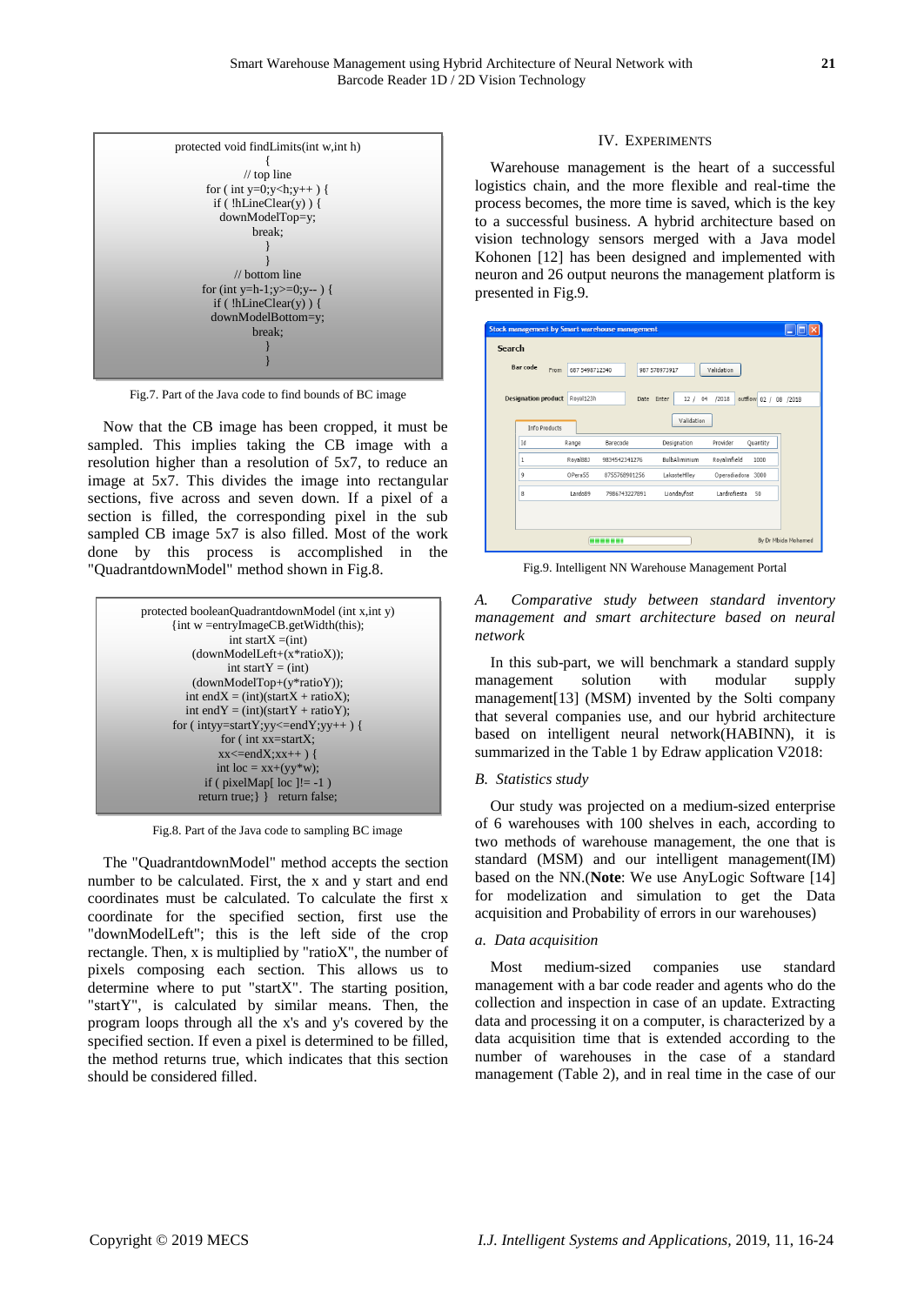```
protected void findLimits(int w,int h)
{
// top line
for ( int y=0;y<h;y++ ) {
if ( !hLineClear(y) ) {
downModelTop=y;
break;
}
}
// bottom line
for (int y=h-1;y>=0;y-- ) {
if ( !hLineClear(y) ) {
downModelBottom=y;
break;
}
}
```

Fig.7. Part of the Java code to find bounds of BC image

Now that the CB image has been cropped, it must be sampled. This implies taking the CB image with a resolution higher than a resolution of 5x7, to reduce an image at 5x7. This divides the image into rectangular sections, five across and seven down. If a pixel of a section is filled, the corresponding pixel in the sub sampled CB image 5x7 is also filled. Most of the work done by this process is accomplished in the "QuadrantdownModel" method shown in Fig.8.

```
protected booleanQuadrantdownModel (int x,int y)
{int w =entryImageCB.getWidth(this);
int startX =(int)
(downModelLeft+(x*ratioX));
int startY = (int)
(downModelTop+(y*ratioY));
int endX = (int)(startX + ratioX);
int endY = (int)(startY + ratioY);
for ( intyy=startY;yy<=endY;yy++ ) {
for ( int xx=startX;
xx<=endX;xx++ ) {
int loc = xx+(yy*w);
if ( pixelMap[ loc ]!= -1 )
return true;} }   return false;
```

Fig.8. Part of the Java code to sampling BC image

The "QuadrantdownModel" method accepts the section number to be calculated. First, the x and y start and end coordinates must be calculated. To calculate the first x coordinate for the specified section, first use the "downModelLeft"; this is the left side of the crop rectangle. Then, x is multiplied by "ratioX", the number of pixels composing each section. This allows us to determine where to put "startX". The starting position, "startY", is calculated by similar means. Then, the program loops through all the x's and y's covered by the specified section. If even a pixel is determined to be filled, the method returns true, which indicates that this section should be considered filled.

## IV. Experiments

Warehouse management is the heart of a successful logistics chain, and the more flexible and real-time the process becomes, the more time is saved, which is the key to a successful business. A hybrid architecture based on vision technology sensors merged with a Java model Kohonen [12] has been designed and implemented with neuron and 26 output neurons the management platform is presented in Fig.9.

Fig.9. Intelligent NN Warehouse Management Portal

### *A. Comparative study between standard inventory management and smart architecture based on neural network*

In this sub-part, we will benchmark a standard supply management solution with modular supply management[13] (MSM) invented by the Solti company that several companies use, and our hybrid architecture based on intelligent neural network(HABINN), it is summarized in the Table 1 by Edraw application V2018:

### *B. Statistics study*

Our study was projected on a medium-sized enterprise of 6 warehouses with 100 shelves in each, according to two methods of warehouse management, the one that is standard (MSM) and our intelligent management(IM) based on the NN.(**Note**: We use AnyLogic Software [14] for modelization and simulation to get the Data acquisition and Probability of errors in our warehouses)

#### *a. Data acquisition*

Most medium-sized companies use standard management with a bar code reader and agents who do the collection and inspection in case of an update. Extracting data and processing it on a computer, is characterized by a data acquisition time that is extended according to the number of warehouses in the case of a standard management (Table 2), and in real time in the case of our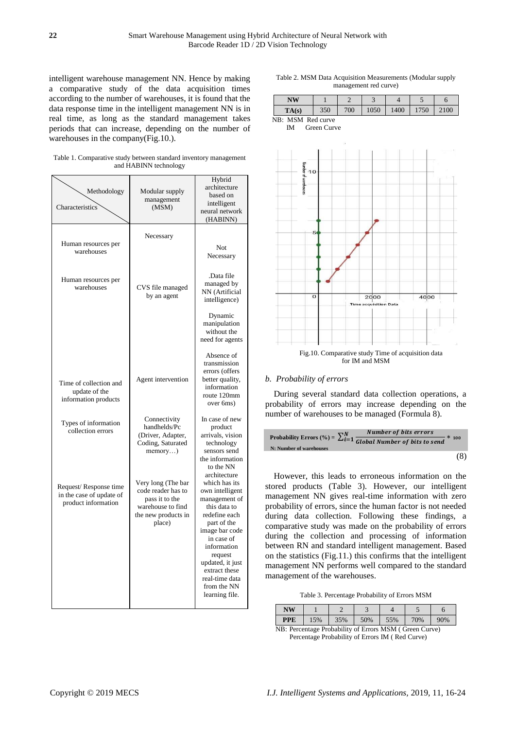intelligent warehouse management NN. Hence by making a comparative study of the data acquisition times according to the number of warehouses, it is found that the data response time in the intelligent management NN is in real time, as long as the standard management takes periods that can increase, depending on the number of warehouses in the company(Fig.10.).

Table 1. Comparative study between standard inventory management and HABINN technology

| Characteristics \ Methodology | Modular supply management (MSM) | Hybrid architecture based on intelligent neural network (HABINN) |
|---|---|---|
| Human resources per warehouses | Necessary | Not Necessary |
| Human resources per warehouses | CVS file managed by an agent | .Data file managed by NN (Artificial intelligence) <br> Dynamic manipulation without the need for agents |
| Time of collection and update of the information products | Agent intervention | Absence of transmission errors (offers better quality, information route 120mm over 6ms) |
| Types of information collection errors | Connectivity handhelds/Pc (Driver, Adapter, Coding, Saturated memory…) | In case of new product arrivals, vision technology sensors send the information to the NN architecture which has its own intelligent management of this data to redefine each part of the image bar code |
| Request/ Response time in the case of update of product information | Very long (The bar code reader has to pass it to the warehouse to find the new products in place) | in case of information request updated, it just extract these real-time data from the NN learning file. |

Table 2. MSM Data Acquisition Measurements (Modular supply management red curve)

| NW | 1 | 2 | 3 | 4 | 5 | 6 |
|---|---|---|---|---|---|---|
| TA(s) | 350 | 700 | 1050 | 1400 | 1750 | 2100 |

NB: MSM Red curve
IM Green Curve

Fig.10. Comparative study Time of acquisition data for IM and MSM

### b. Probability of errors

During several standard data collection operations, a probability of errors may increase depending on the number of warehouses to be managed (Formula 8).

$$\text{Probability Errors (\%)} = \sum_{i=1}^{N} \frac{\textit{Number of bits errors}}{\textit{Global Number of bits to send}} * 100 \tag{8}$$

N: Number of warehouses

However, this leads to erroneous information on the stored products (Table 3). However, our intelligent management NN gives real-time information with zero probability of errors, since the human factor is not needed during data collection. Following these findings, a comparative study was made on the probability of errors during the collection and processing of information between RN and standard intelligent management. Based on the statistics (Fig.11.) this confirms that the intelligent management NN performs well compared to the standard management of the warehouses.

Table 3. Percentage Probability of Errors MSM

| NW | 1 | 2 | 3 | 4 | 5 | 6 |
|---|---|---|---|---|---|---|
| PPE | 15% | 35% | 50% | 55% | 70% | 90% |

NB: Percentage Probability of Errors MSM ( Green Curve)
Percentage Probability of Errors IM ( Red Curve)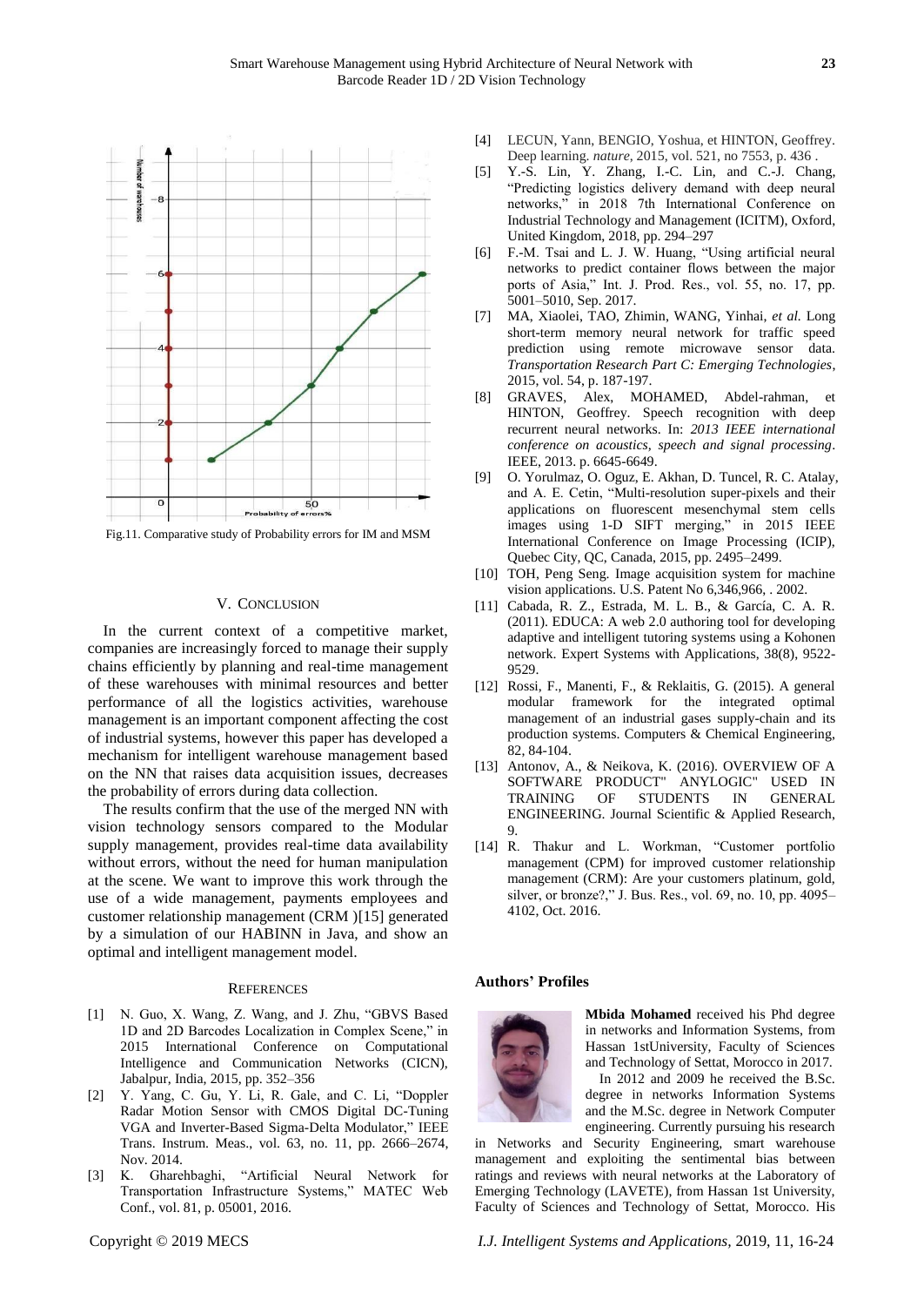Fig.11. Comparative study of Probability errors for IM and MSM

## V. CONCLUSION

In the current context of a competitive market, companies are increasingly forced to manage their supply chains efficiently by planning and real-time management of these warehouses with minimal resources and better performance of all the logistics activities, warehouse management is an important component affecting the cost of industrial systems, however this paper has developed a mechanism for intelligent warehouse management based on the NN that raises data acquisition issues, decreases the probability of errors during data collection.

The results confirm that the use of the merged NN with vision technology sensors compared to the Modular supply management, provides real-time data availability without errors, without the need for human manipulation at the scene. We want to improve this work through the use of a wide management, payments employees and customer relationship management (CRM )[15] generated by a simulation of our HABINN in Java, and show an optimal and intelligent management model.

## REFERENCES

[1] N. Guo, X. Wang, Z. Wang, and J. Zhu, "GBVS Based 1D and 2D Barcodes Localization in Complex Scene," in 2015 International Conference on Computational Intelligence and Communication Networks (CICN), Jabalpur, India, 2015, pp. 352–356

[2] Y. Yang, C. Gu, Y. Li, R. Gale, and C. Li, "Doppler Radar Motion Sensor with CMOS Digital DC-Tuning VGA and Inverter-Based Sigma-Delta Modulator," IEEE Trans. Instrum. Meas., vol. 63, no. 11, pp. 2666–2674, Nov. 2014.

[3] K. Gharehbaghi, "Artificial Neural Network for Transportation Infrastructure Systems," MATEC Web Conf., vol. 81, p. 05001, 2016.

[4] LECUN, Yann, BENGIO, Yoshua, et HINTON, Geoffrey. Deep learning. *nature*, 2015, vol. 521, no 7553, p. 436 .

[5] Y.-S. Lin, Y. Zhang, I.-C. Lin, and C.-J. Chang, "Predicting logistics delivery demand with deep neural networks," in 2018 7th International Conference on Industrial Technology and Management (ICITM), Oxford, United Kingdom, 2018, pp. 294–297

[6] F.-M. Tsai and L. J. W. Huang, "Using artificial neural networks to predict container flows between the major ports of Asia," Int. J. Prod. Res., vol. 55, no. 17, pp. 5001–5010, Sep. 2017.

[7] MA, Xiaolei, TAO, Zhimin, WANG, Yinhai, *et al.* Long short-term memory neural network for traffic speed prediction using remote microwave sensor data. *Transportation Research Part C: Emerging Technologies*, 2015, vol. 54, p. 187-197.

[8] GRAVES, Alex, MOHAMED, Abdel-rahman, et HINTON, Geoffrey. Speech recognition with deep recurrent neural networks. In: *2013 IEEE international conference on acoustics, speech and signal processing*. IEEE, 2013. p. 6645-6649.

[9] O. Yorulmaz, O. Oguz, E. Akhan, D. Tuncel, R. C. Atalay, and A. E. Cetin, "Multi-resolution super-pixels and their applications on fluorescent mesenchymal stem cells images using 1-D SIFT merging," in 2015 IEEE International Conference on Image Processing (ICIP), Quebec City, QC, Canada, 2015, pp. 2495–2499.

[10] TOH, Peng Seng. Image acquisition system for machine vision applications. U.S. Patent No 6,346,966, . 2002.

[11] Cabada, R. Z., Estrada, M. L. B., & García, C. A. R. (2011). EDUCA: A web 2.0 authoring tool for developing adaptive and intelligent tutoring systems using a Kohonen network. Expert Systems with Applications, 38(8), 9522-9529.

[12] Rossi, F., Manenti, F., & Reklaitis, G. (2015). A general modular framework for the integrated optimal management of an industrial gases supply-chain and its production systems. Computers & Chemical Engineering, 82, 84-104.

[13] Antonov, A., & Neikova, K. (2016). OVERVIEW OF A SOFTWARE PRODUCT" ANYLOGIC" USED IN TRAINING OF STUDENTS IN GENERAL ENGINEERING. Journal Scientific & Applied Research, 9.

[14] R. Thakur and L. Workman, "Customer portfolio management (CPM) for improved customer relationship management (CRM): Are your customers platinum, gold, silver, or bronze?," J. Bus. Res., vol. 69, no. 10, pp. 4095–4102, Oct. 2016.

## Authors' Profiles

**Mbida Mohamed** received his Phd degree in networks and Information Systems, from Hassan 1stUniversity, Faculty of Sciences and Technology of Settat, Morocco in 2017.

In 2012 and 2009 he received the B.Sc. degree in networks Information Systems and the M.Sc. degree in Network Computer engineering. Currently pursuing his research in Networks and Security Engineering, smart warehouse management and exploiting the sentimental bias between ratings and reviews with neural networks at the Laboratory of Emerging Technology (LAVETE), from Hassan 1st University, Faculty of Sciences and Technology of Settat, Morocco. His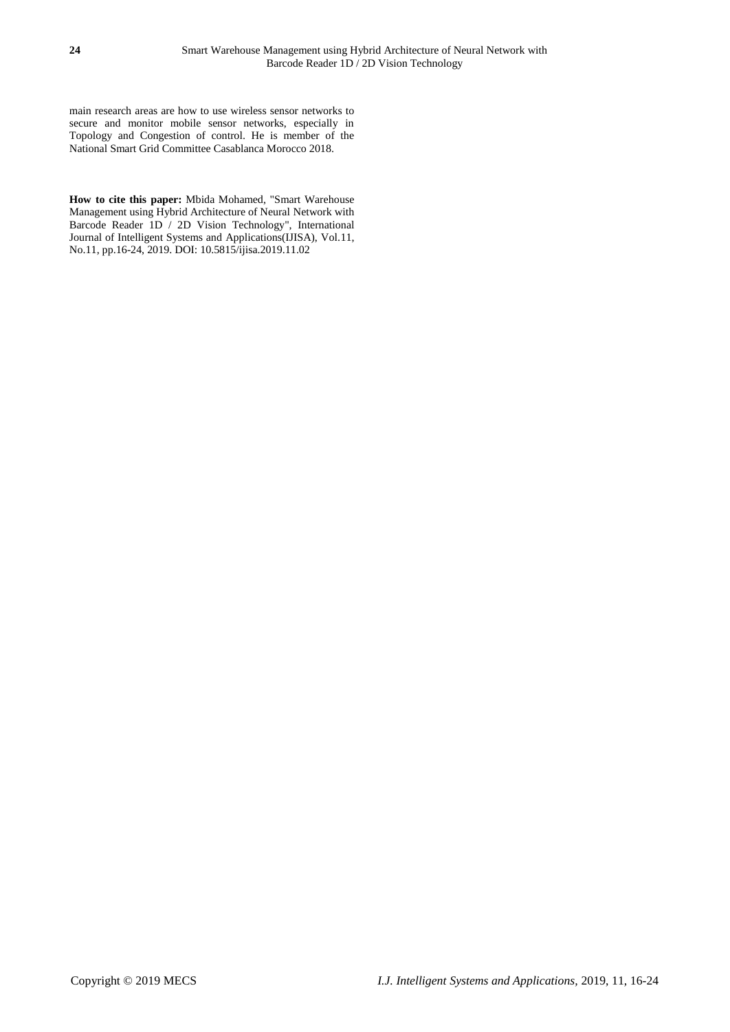main research areas are how to use wireless sensor networks to secure and monitor mobile sensor networks, especially in Topology and Congestion of control. He is member of the National Smart Grid Committee Casablanca Morocco 2018.

**How to cite this paper:** Mbida Mohamed, "Smart Warehouse Management using Hybrid Architecture of Neural Network with Barcode Reader 1D / 2D Vision Technology", International Journal of Intelligent Systems and Applications(IJISA), Vol.11, No.11, pp.16-24, 2019. DOI: 10.5815/ijisa.2019.11.02